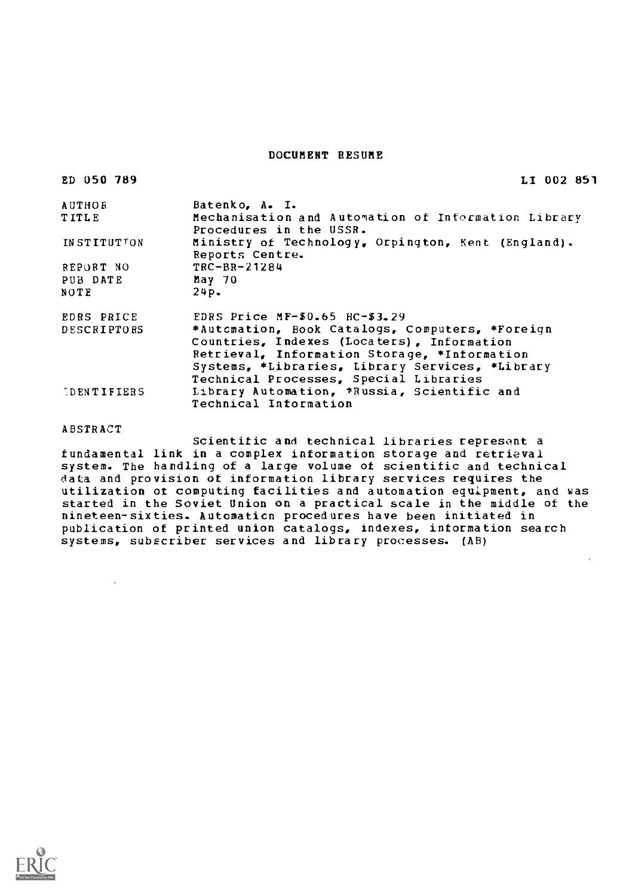# DOCUMENT RESUME

| | |
|---|---|
| ED 050 789 | LI 002 851 |
| AUTHOR | Batenko, A. I. |
| TITLE | Mechanisation and Automation of Information Library Procedures in the USSR. |
| INSTITUTION | Ministry of Technology, Orpington, Kent (England). Reports Centre. |
| REPORT NO | TRC-BR-21284 |
| PUB DATE | May 70 |
| NOTE | 24p. |
| EDRS PRICE | EDRS Price MF-$0.65 HC-$3.29 |
| DESCRIPTORS | *Automation, Book Catalogs, Computers, *Foreign Countries, Indexes (Locaters), Information Retrieval, Information Storage, *Information Systems, *Libraries, Library Services, *Library Technical Processes, Special Libraries |
| IDENTIFIERS | Library Automation, *Russia, Scientific and Technical Information |

ABSTRACT

Scientific and technical libraries represent a fundamental link in a complex information storage and retrieval system. The handling of a large volume of scientific and technical data and provision of information library services requires the utilization of computing facilities and automation equipment, and was started in the Soviet Union on a practical scale in the middle of the nineteen-sixties. Automation procedures have been initiated in publication of printed union catalogs, indexes, information search systems, subscriber services and library processes. (AB)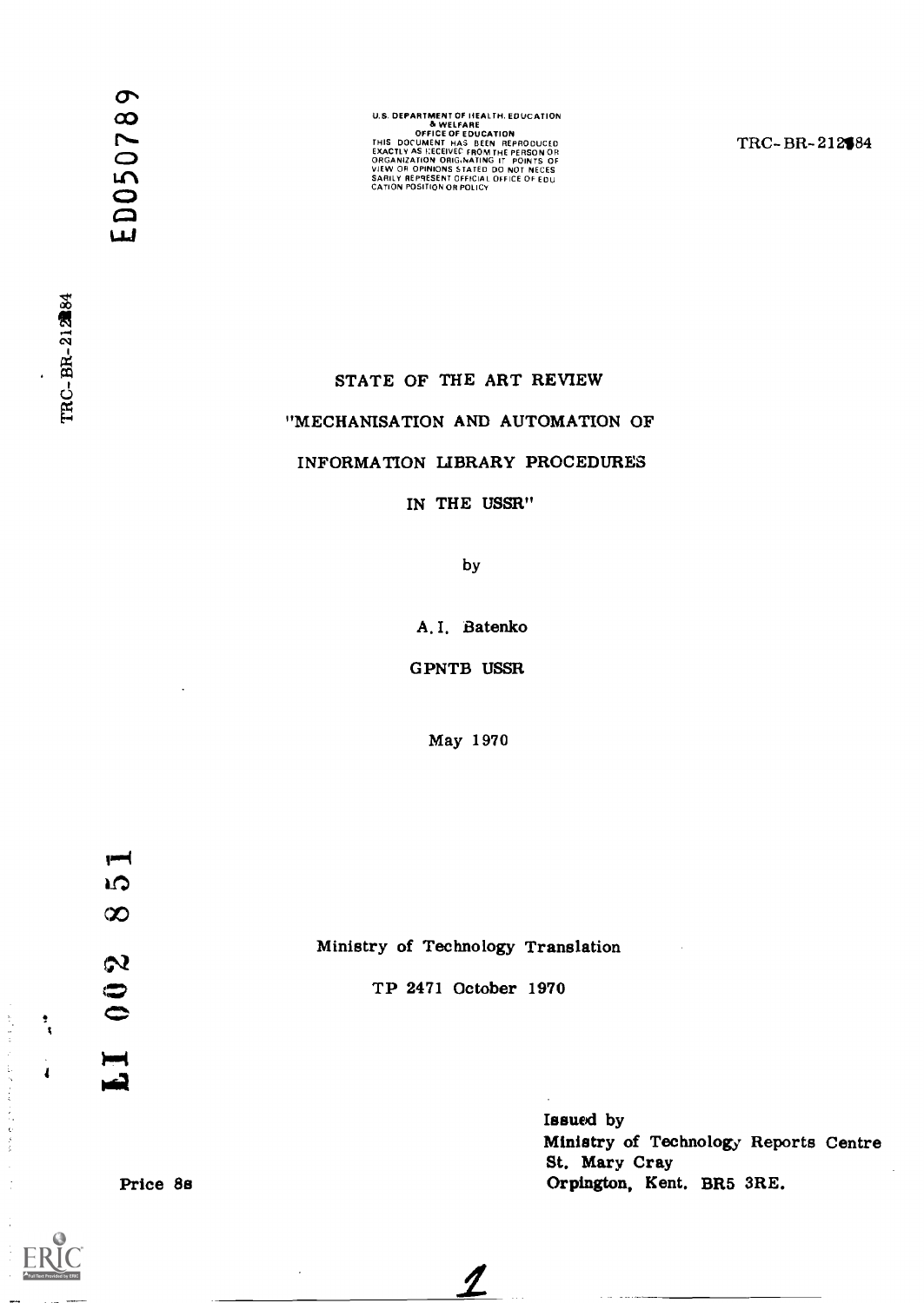ED050789

U.S. DEPARTMENT OF HEALTH, EDUCATION & WELFARE
OFFICE OF EDUCATION
THIS DOCUMENT HAS BEEN REPRODUCED EXACTLY AS RECEIVED FROM THE PERSON OR ORGANIZATION ORIGINATING IT. POINTS OF VIEW OR OPINIONS STATED DO NOT NECESSARILY REPRESENT OFFICIAL OFFICE OF EDUCATION POSITION OR POLICY

TRC-BR-212184

# STATE OF THE ART REVIEW

# "MECHANISATION AND AUTOMATION OF INFORMATION LIBRARY PROCEDURES IN THE USSR"

by

A.I. Batenko

GPNTB USSR

May 1970

LI 002 851

Ministry of Technology Translation

TP 2471 October 1970

Price 8s

Issued by
Ministry of Technology Reports Centre
St. Mary Cray
Orpington, Kent. BR5 3RE.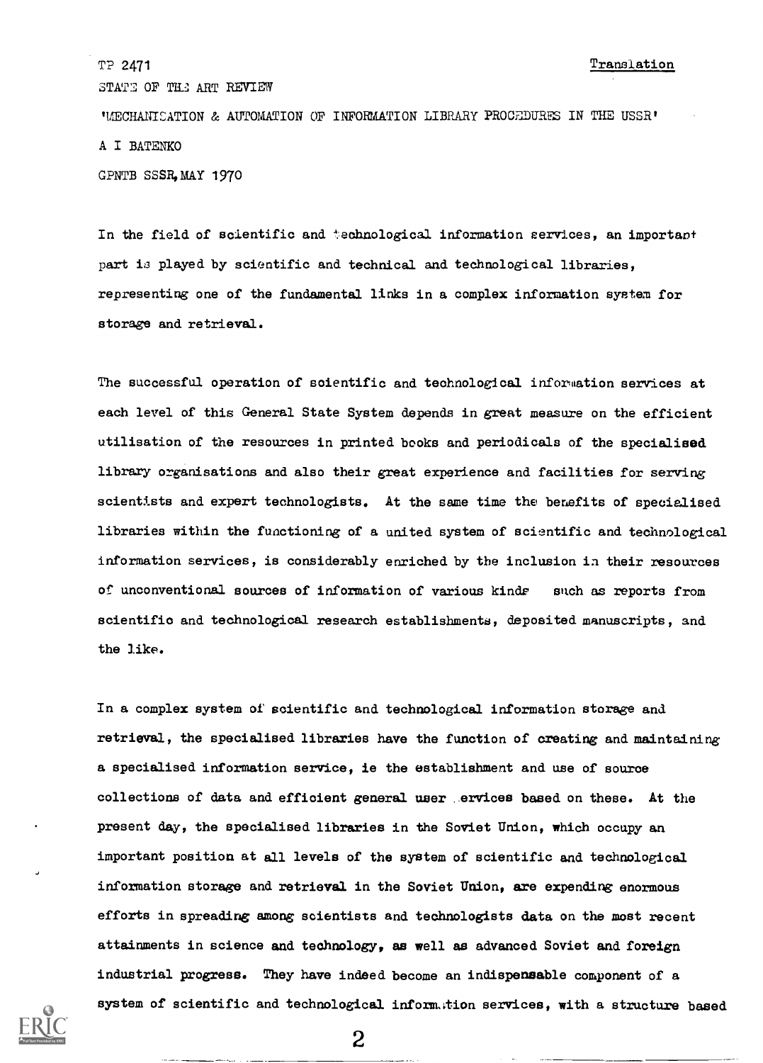TP 2471 Translation

STATE OF THE ART REVIEW

'MECHANISATION & AUTOMATION OF INFORMATION LIBRARY PROCEDURES IN THE USSR'

A I BATENKO

GPNTB SSSR, MAY 1970

In the field of scientific and technological information services, an important part is played by scientific and technical and technological libraries, representing one of the fundamental links in a complex information system for storage and retrieval.

The successful operation of scientific and technological information services at each level of this General State System depends in great measure on the efficient utilisation of the resources in printed books and periodicals of the specialised library organisations and also their great experience and facilities for serving scientists and expert technologists. At the same time the benefits of specialised libraries within the functioning of a united system of scientific and technological information services, is considerably enriched by the inclusion in their resources of unconventional sources of information of various kinds such as reports from scientific and technological research establishments, deposited manuscripts, and the like.

In a complex system of scientific and technological information storage and retrieval, the specialised libraries have the function of creating and maintaining a specialised information service, ie the establishment and use of source collections of data and efficient general user services based on these. At the present day, the specialised libraries in the Soviet Union, which occupy an important position at all levels of the system of scientific and technological information storage and retrieval in the Soviet Union, are expending enormous efforts in spreading among scientists and technologists data on the most recent attainments in science and technology, as well as advanced Soviet and foreign industrial progress. They have indeed become an indispensable component of a system of scientific and technological information services, with a structure based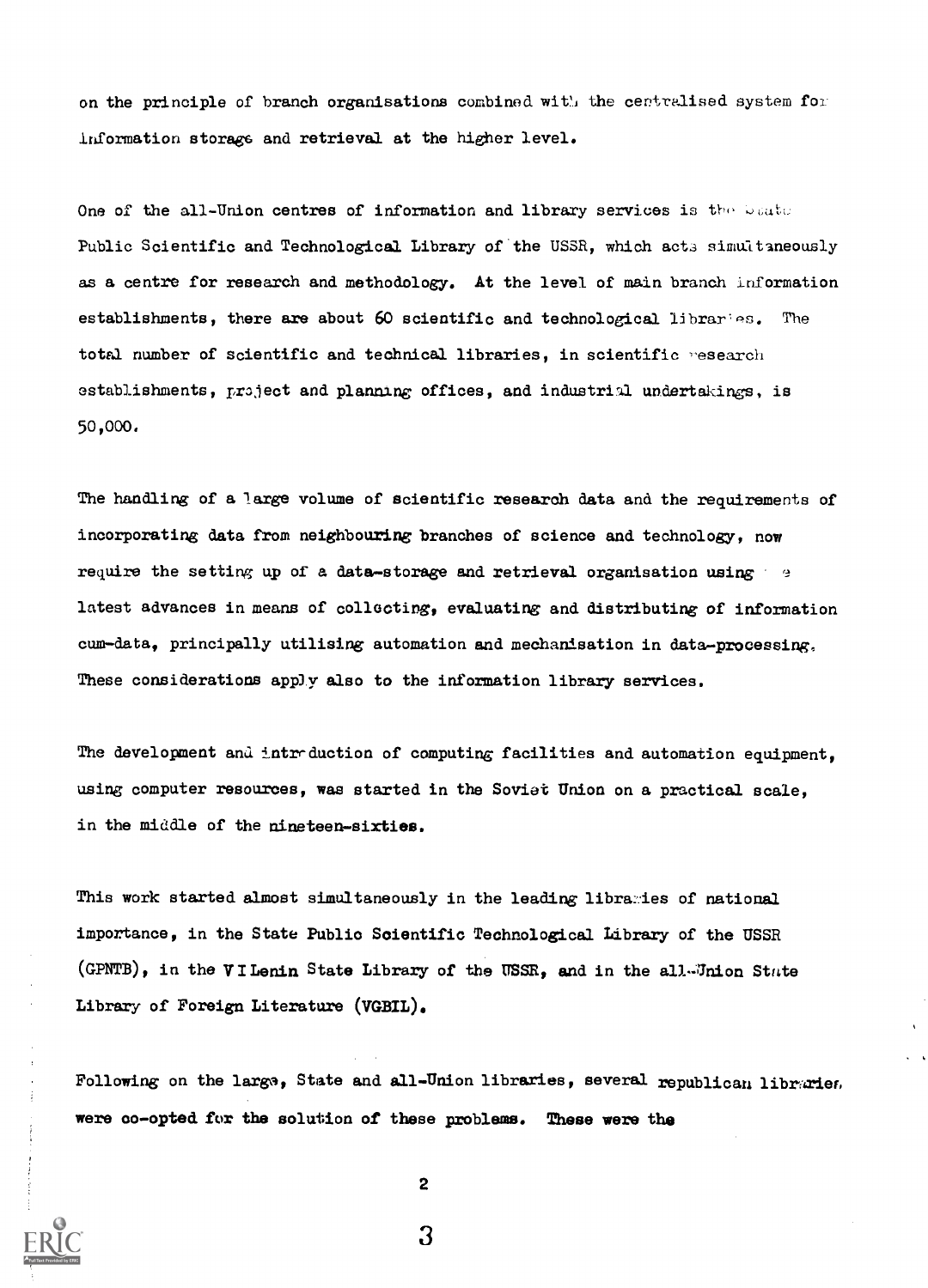on the principle of branch organisations combined with the centralised system for information storage and retrieval at the higher level.

One of the all-Union centres of information and library services is the State Public Scientific and Technological Library of the USSR, which acts simultaneously as a centre for research and methodology. At the level of main branch information establishments, there are about 60 scientific and technological libraries. The total number of scientific and technical libraries, in scientific research establishments, project and planning offices, and industrial undertakings, is 50,000.

The handling of a large volume of scientific research data and the requirements of incorporating data from neighbouring branches of science and technology, now require the setting up of a data-storage and retrieval organisation using the latest advances in means of collecting, evaluating and distributing of information cum-data, principally utilising automation and mechanisation in data-processing. These considerations apply also to the information library services.

The development and introduction of computing facilities and automation equipment, using computer resources, was started in the Soviet Union on a practical scale, in the middle of the nineteen-sixties.

This work started almost simultaneously in the leading libraries of national importance, in the State Public Scientific Technological Library of the USSR (GPNTB), in the V I Lenin State Library of the USSR, and in the all-Union State Library of Foreign Literature (VGBIL).

Following on the large, State and all-Union libraries, several republican libraries were co-opted for the solution of these problems. These were the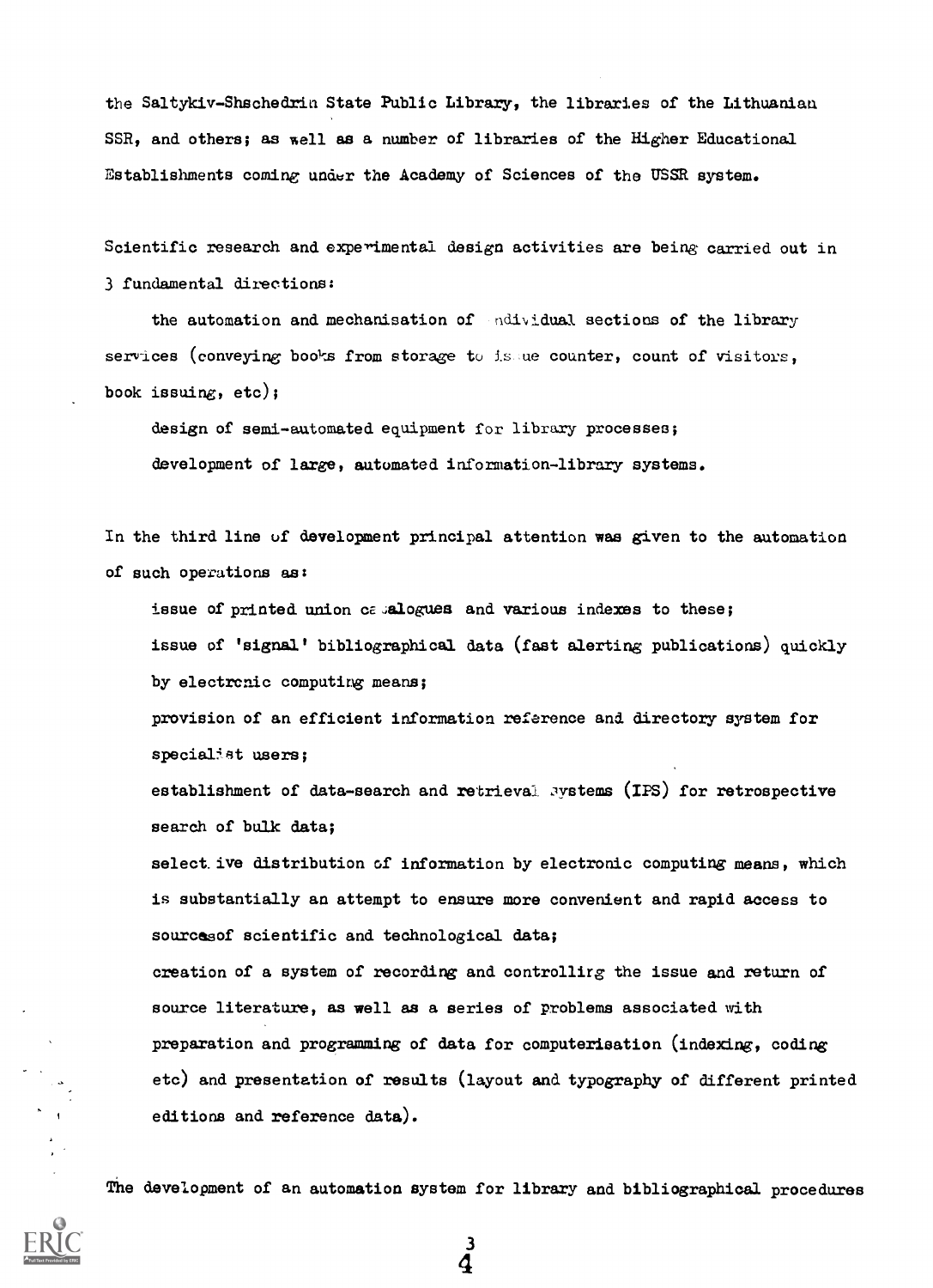the Saltykiv-Shschedrin State Public Library, the libraries of the Lithuanian SSR, and others; as well as a number of libraries of the Higher Educational Establishments coming under the Academy of Sciences of the USSR system.

Scientific research and experimental design activities are being carried out in 3 fundamental directions:

the automation and mechanisation of individual sections of the library services (conveying books from storage to issue counter, count of visitors, book issuing, etc);

design of semi-automated equipment for library processes;

development of large, automated information-library systems.

In the third line of development principal attention was given to the automation of such operations as:

issue of printed union catalogues and various indexes to these;

issue of 'signal' bibliographical data (fast alerting publications) quickly by electronic computing means;

provision of an efficient information reference and directory system for specialist users;

establishment of data-search and retrieval systems (IPS) for retrospective search of bulk data;

selective distribution of information by electronic computing means, which is substantially an attempt to ensure more convenient and rapid access to sources of scientific and technological data;

creation of a system of recording and controlling the issue and return of source literature, as well as a series of problems associated with preparation and programming of data for computerisation (indexing, coding etc) and presentation of results (layout and typography of different printed editions and reference data).

The development of an automation system for library and bibliographical procedures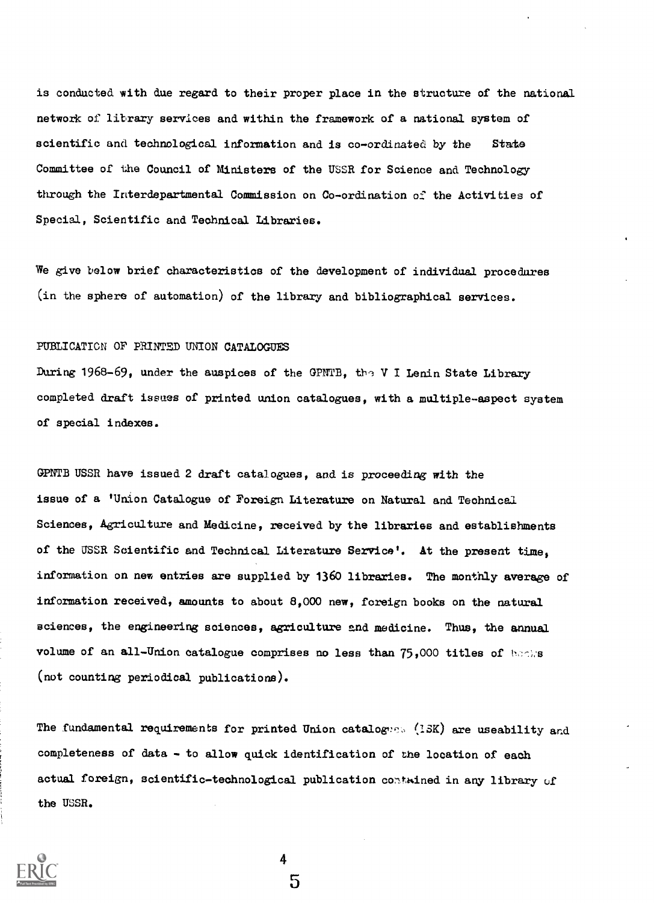is conducted with due regard to their proper place in the structure of the national network of library services and within the framework of a national system of scientific and technological information and is co-ordinated by the State Committee of the Council of Ministers of the USSR for Science and Technology through the Interdepartmental Commission on Co-ordination of the Activities of Special, Scientific and Technical Libraries.

We give below brief characteristics of the development of individual procedures (in the sphere of automation) of the library and bibliographical services.

PUBLICATION OF PRINTED UNION CATALOGUES

During 1968-69, under the auspices of the GPNTB, the V I Lenin State Library completed draft issues of printed union catalogues, with a multiple-aspect system of special indexes.

GPNTB USSR have issued 2 draft catalogues, and is proceeding with the issue of a 'Union Catalogue of Foreign Literature on Natural and Technical Sciences, Agriculture and Medicine, received by the libraries and establishments of the USSR Scientific and Technical Literature Service'. At the present time, information on new entries are supplied by 1360 libraries. The monthly average of information received, amounts to about 8,000 new, foreign books on the natural sciences, the engineering sciences, agriculture and medicine. Thus, the annual volume of an all-Union catalogue comprises no less than 75,000 titles of books (not counting periodical publications).

The fundamental requirements for printed Union catalogues (ISK) are useability and completeness of data - to allow quick identification of the location of each actual foreign, scientific-technological publication contained in any library of the USSR.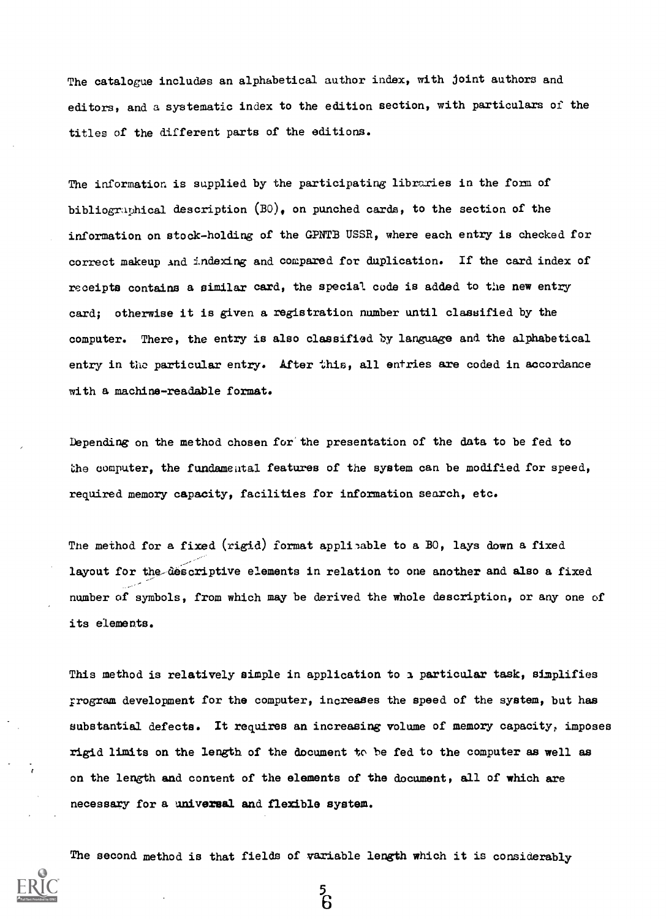The catalogue includes an alphabetical author index, with joint authors and editors, and a systematic index to the edition section, with particulars of the titles of the different parts of the editions.

The information is supplied by the participating libraries in the form of bibliographical description (BO), on punched cards, to the section of the information on stock-holding of the GPNTB USSR, where each entry is checked for correct makeup and indexing and compared for duplication. If the card index of receipts contains a similar card, the special code is added to the new entry card; otherwise it is given a registration number until classified by the computer. There, the entry is also classified by language and the alphabetical entry in the particular entry. After this, all entries are coded in accordance with a machine-readable format.

Depending on the method chosen for the presentation of the data to be fed to the computer, the fundamental features of the system can be modified for speed, required memory capacity, facilities for information search, etc.

The method for a fixed (rigid) format applicable to a BO, lays down a fixed layout for the descriptive elements in relation to one another and also a fixed number of symbols, from which may be derived the whole description, or any one of its elements.

This method is relatively simple in application to a particular task, simplifies program development for the computer, increases the speed of the system, but has substantial defects. It requires an increasing volume of memory capacity, imposes rigid limits on the length of the document to be fed to the computer as well as on the length and content of the elements of the document, all of which are necessary for a universal and flexible system.

The second method is that fields of variable length which it is considerably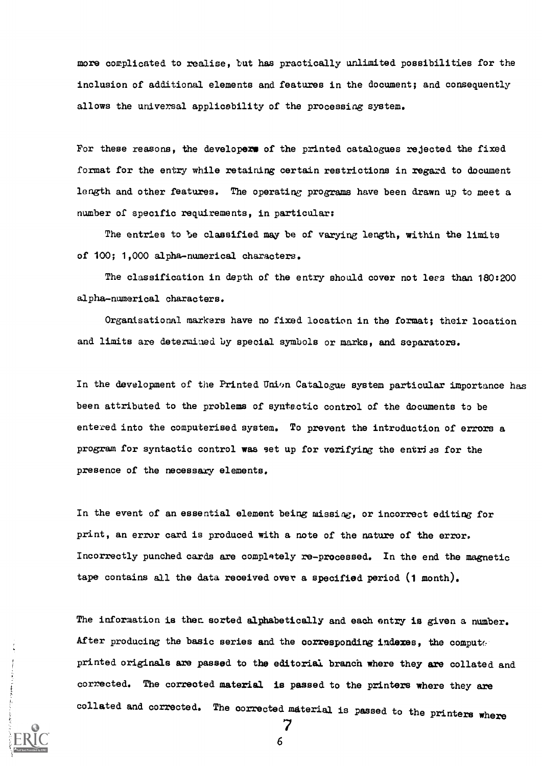more complicated to realise, but has practically unlimited possibilities for the inclusion of additional elements and features in the document; and consequently allows the universal applicability of the processing system.

For these reasons, the developers of the printed catalogues rejected the fixed format for the entry while retaining certain restrictions in regard to document length and other features. The operating programs have been drawn up to meet a number of specific requirements, in particular:

The entries to be classified may be of varying length, within the limits of 100; 1,000 alpha-numerical characters.

The classification in depth of the entry should cover not less than 180:200 alpha-numerical characters.

Organisational markers have no fixed location in the format; their location and limits are determined by special symbols or marks, and separators.

In the development of the Printed Union Catalogue system particular importance has been attributed to the problems of syntactic control of the documents to be entered into the computerised system. To prevent the introduction of errors a program for syntactic control was set up for verifying the entries for the presence of the necessary elements.

In the event of an essential element being missing, or incorrect editing for print, an error card is produced with a note of the nature of the error. Incorrectly punched cards are completely re-processed. In the end the magnetic tape contains all the data received over a specified period (1 month).

The information is then sorted alphabetically and each entry is given a number. After producing the basic series and the corresponding indexes, the compute printed originals are passed to the editorial branch where they are collated and corrected. The corrected material is passed to the printers where they are collated and corrected. The corrected material is passed to the printers where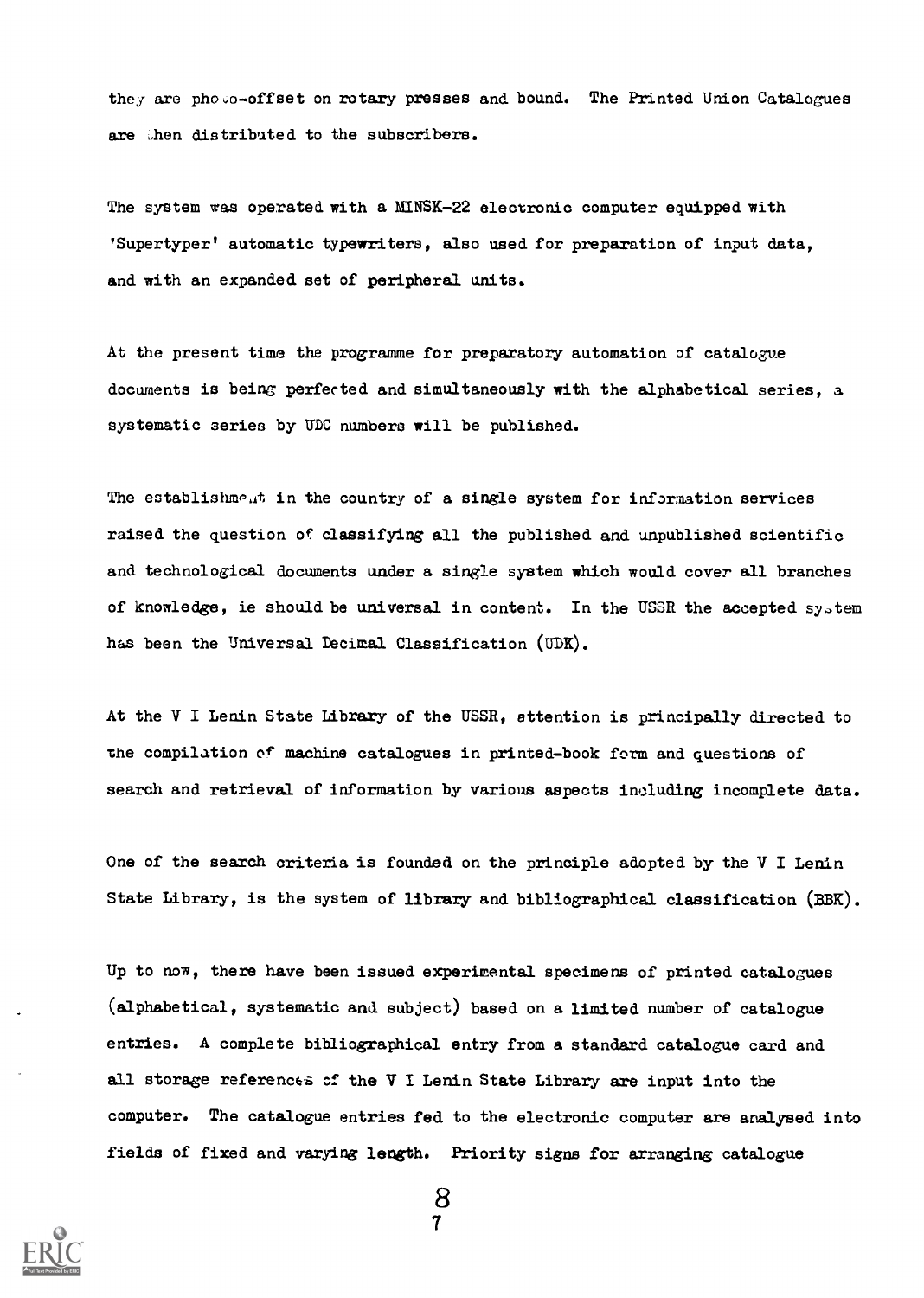they are photo-offset on rotary presses and bound. The Printed Union Catalogues are then distributed to the subscribers.

The system was operated with a MINSK-22 electronic computer equipped with 'Supertyper' automatic typewriters, also used for preparation of input data, and with an expanded set of peripheral units.

At the present time the programme for preparatory automation of catalogue documents is being perfected and simultaneously with the alphabetical series, a systematic series by UDC numbers will be published.

The establishment in the country of a single system for information services raised the question of classifying all the published and unpublished scientific and technological documents under a single system which would cover all branches of knowledge, ie should be universal in content. In the USSR the accepted system has been the Universal Decimal Classification (UDK).

At the V I Lenin State Library of the USSR, attention is principally directed to the compilation of machine catalogues in printed-book form and questions of search and retrieval of information by various aspects including incomplete data.

One of the search criteria is founded on the principle adopted by the V I Lenin State Library, is the system of library and bibliographical classification (BBK).

Up to now, there have been issued experimental specimens of printed catalogues (alphabetical, systematic and subject) based on a limited number of catalogue entries. A complete bibliographical entry from a standard catalogue card and all storage references of the V I Lenin State Library are input into the computer. The catalogue entries fed to the electronic computer are analysed into fields of fixed and varying length. Priority signs for arranging catalogue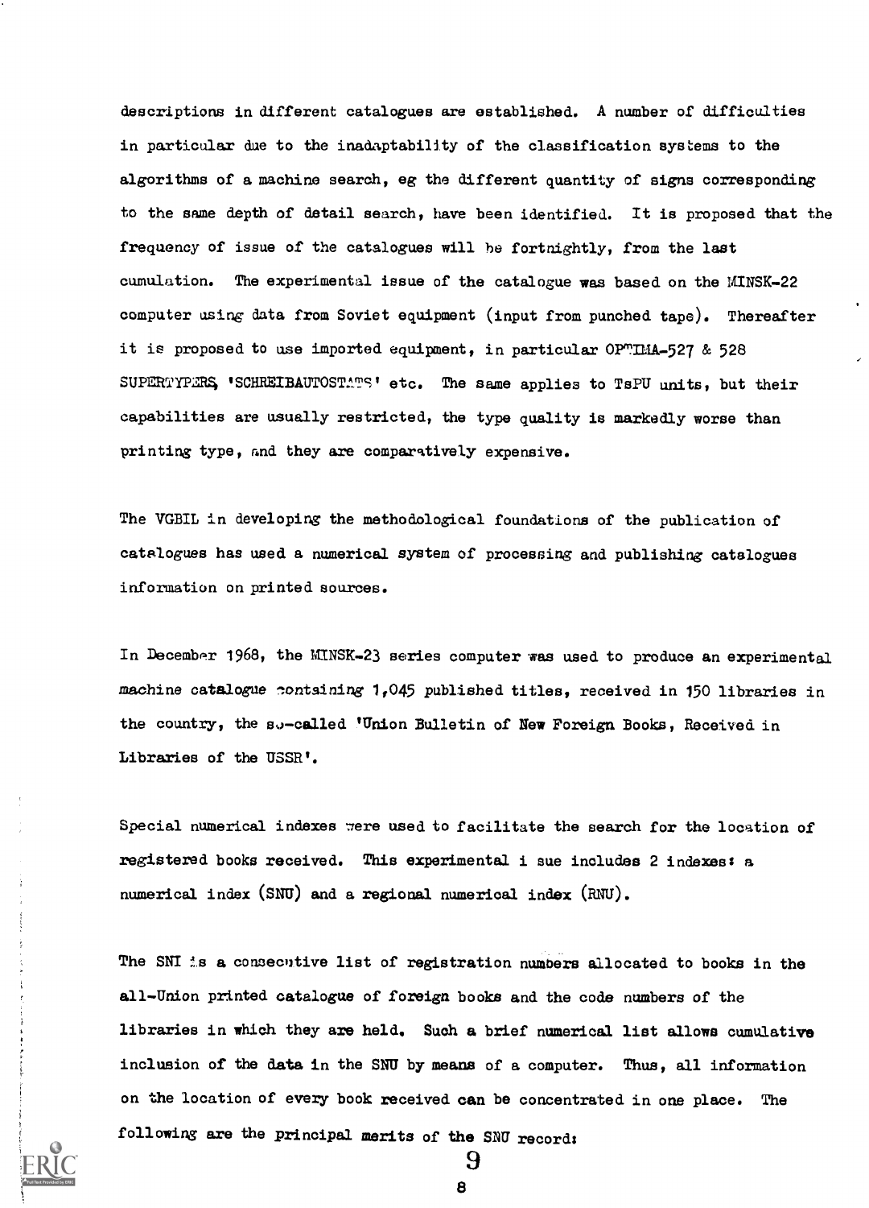descriptions in different catalogues are established. A number of difficulties in particular due to the inadaptability of the classification systems to the algorithms of a machine search, eg the different quantity of signs corresponding to the same depth of detail search, have been identified. It is proposed that the frequency of issue of the catalogues will be fortnightly, from the last cumulation. The experimental issue of the catalogue was based on the MINSK-22 computer using data from Soviet equipment (input from punched tape). Thereafter it is proposed to use imported equipment, in particular OPTIMA-527 & 528 SUPERTYPERS, 'SCHREIBAUTOSTATS' etc. The same applies to TsPU units, but their capabilities are usually restricted, the type quality is markedly worse than printing type, and they are comparatively expensive.

The VGBIL in developing the methodological foundations of the publication of catalogues has used a numerical system of processing and publishing catalogues information on printed sources.

In December 1968, the MINSK-23 series computer was used to produce an experimental machine catalogue containing 1,045 published titles, received in 150 libraries in the country, the so-called 'Union Bulletin of New Foreign Books, Received in Libraries of the USSR'.

Special numerical indexes were used to facilitate the search for the location of registered books received. This experimental issue includes 2 indexes: a numerical index (SNU) and a regional numerical index (RNU).

The SNI is a consecutive list of registration numbers allocated to books in the all-Union printed catalogue of foreign books and the code numbers of the libraries in which they are held. Such a brief numerical list allows cumulative inclusion of the data in the SNU by means of a computer. Thus, all information on the location of every book received can be concentrated in one place. The following are the principal merits of the SNU record: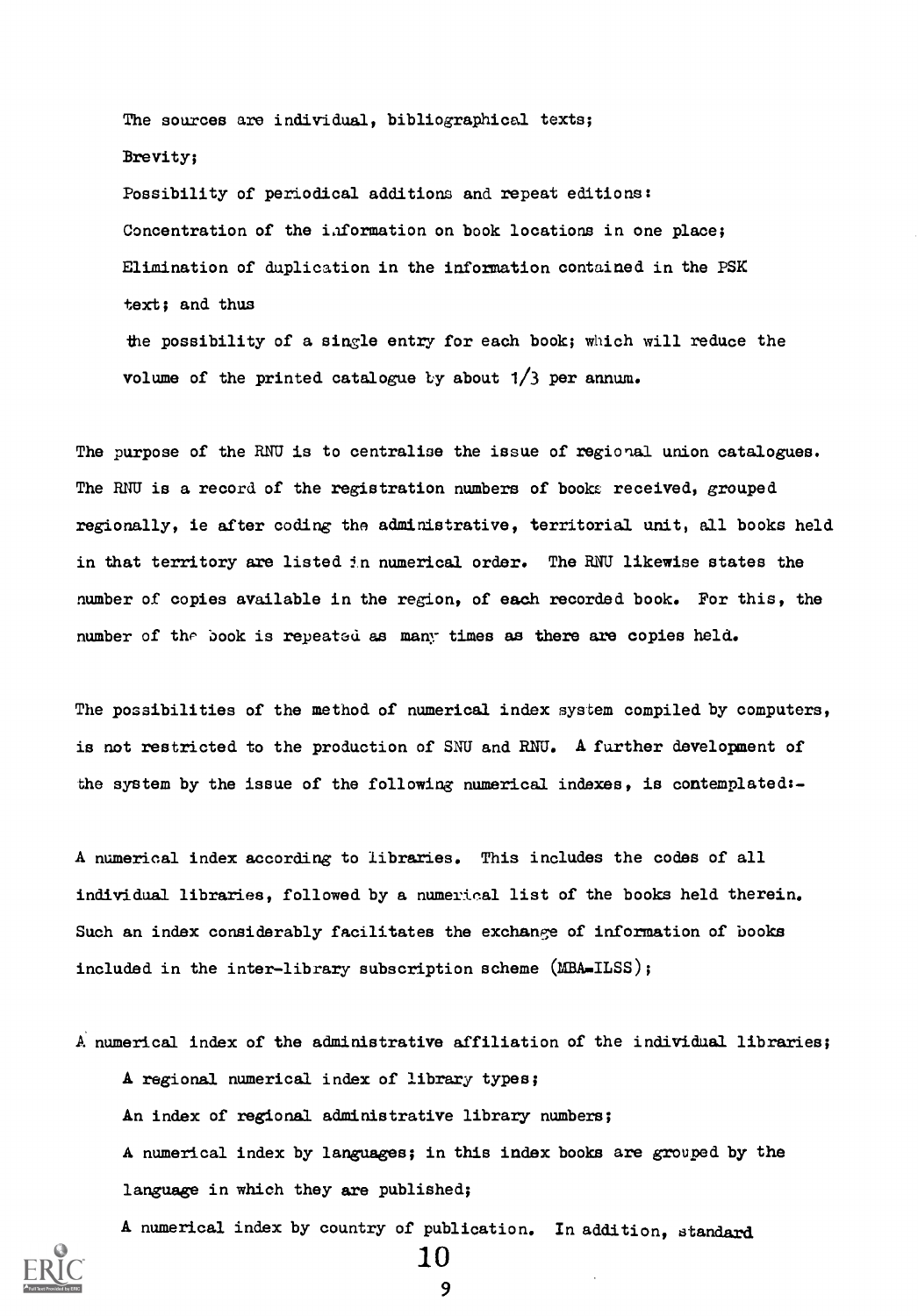The sources are individual, bibliographical texts;

Brevity;

Possibility of periodical additions and repeat editions:

Concentration of the information on book locations in one place;

Elimination of duplication in the information contained in the PSK text; and thus

the possibility of a single entry for each book; which will reduce the volume of the printed catalogue by about 1/3 per annum.

The purpose of the RNU is to centralise the issue of regional union catalogues. The RNU is a record of the registration numbers of books received, grouped regionally, ie after coding the administrative, territorial unit, all books held in that territory are listed in numerical order. The RNU likewise states the number of copies available in the region, of each recorded book. For this, the number of the book is repeated as many times as there are copies held.

The possibilities of the method of numerical index system compiled by computers, is not restricted to the production of SNU and RNU. A further development of the system by the issue of the following numerical indexes, is contemplated:-

A numerical index according to libraries. This includes the codes of all individual libraries, followed by a numerical list of the books held therein. Such an index considerably facilitates the exchange of information of books included in the inter-library subscription scheme (MBA-ILSS);

A numerical index of the administrative affiliation of the individual libraries;

A regional numerical index of library types;

An index of regional administrative library numbers;

A numerical index by languages; in this index books are grouped by the language in which they are published;

A numerical index by country of publication. In addition, standard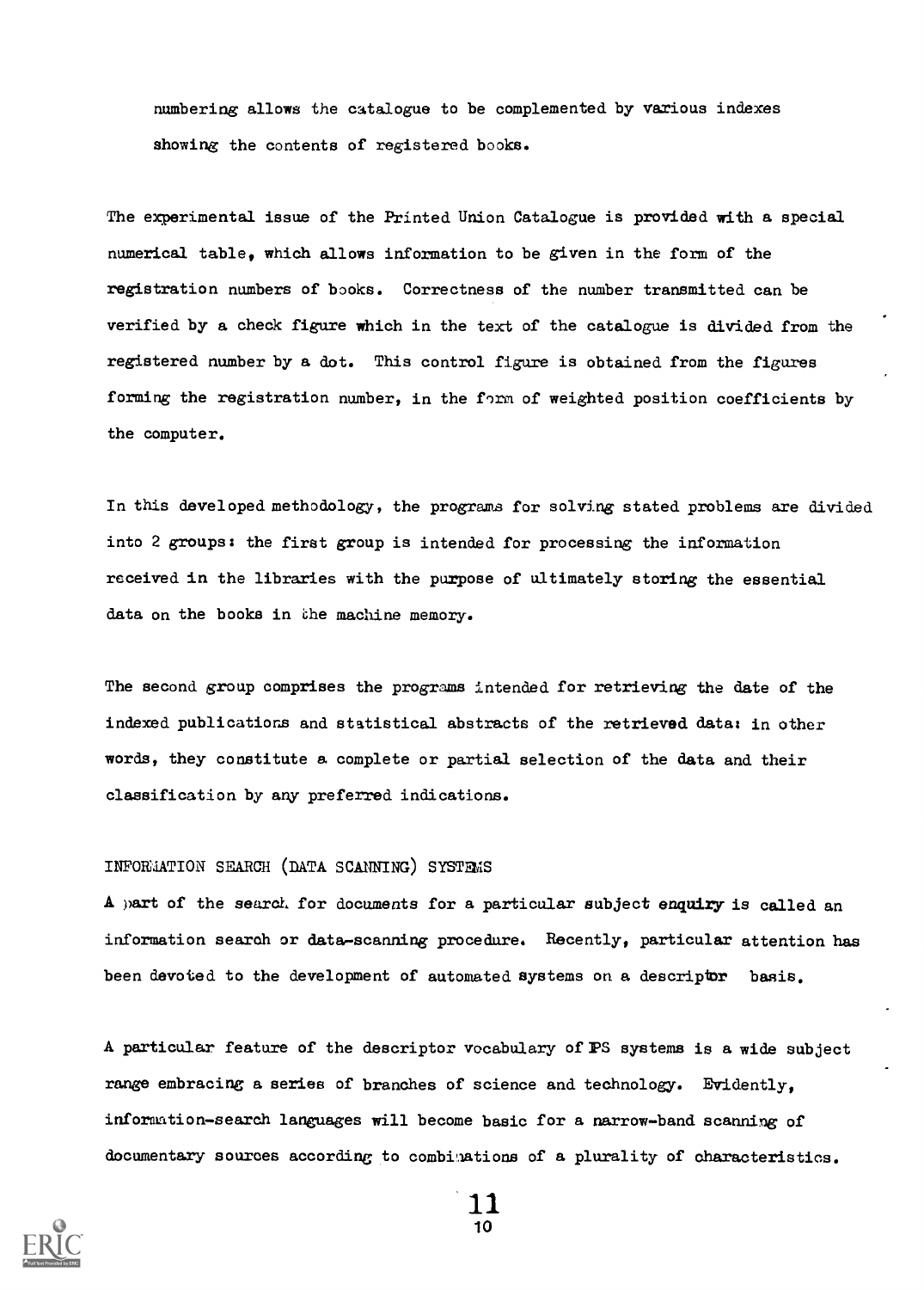numbering allows the catalogue to be complemented by various indexes showing the contents of registered books.

The experimental issue of the Printed Union Catalogue is provided with a special numerical table, which allows information to be given in the form of the registration numbers of books. Correctness of the number transmitted can be verified by a check figure which in the text of the catalogue is divided from the registered number by a dot. This control figure is obtained from the figures forming the registration number, in the form of weighted position coefficients by the computer.

In this developed methodology, the programs for solving stated problems are divided into 2 groups: the first group is intended for processing the information received in the libraries with the purpose of ultimately storing the essential data on the books in the machine memory.

The second group comprises the programs intended for retrieving the date of the indexed publications and statistical abstracts of the retrieved data: in other words, they constitute a complete or partial selection of the data and their classification by any preferred indications.

## INFORMATION SEARCH (DATA SCANNING) SYSTEMS

A part of the search for documents for a particular subject enquiry is called an information search or data-scanning procedure. Recently, particular attention has been devoted to the development of automated systems on a descriptor basis.

A particular feature of the descriptor vocabulary of IPS systems is a wide subject range embracing a series of branches of science and technology. Evidently, information-search languages will become basic for a narrow-band scanning of documentary sources according to combinations of a plurality of characteristics.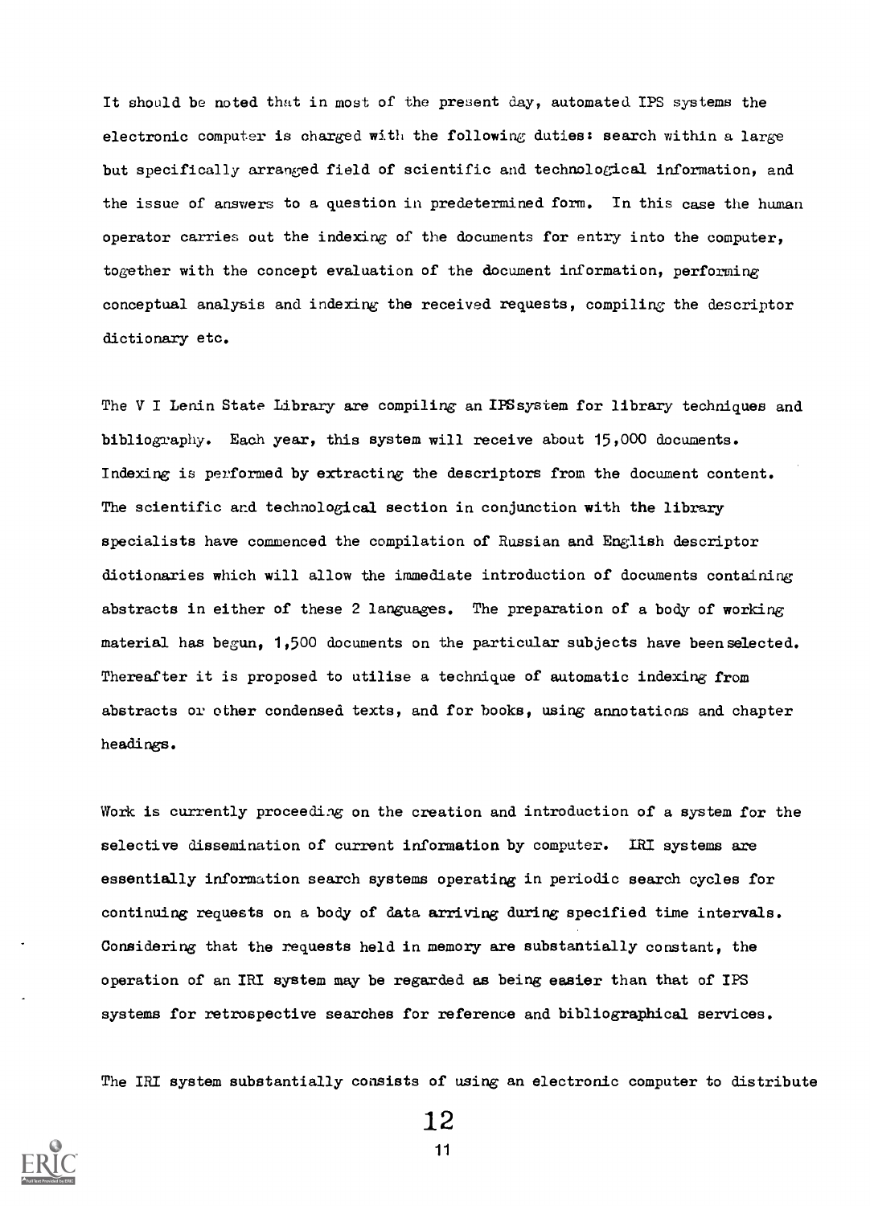It should be noted that in most of the present day, automated IPS systems the electronic computer is charged with the following duties: search within a large but specifically arranged field of scientific and technological information, and the issue of answers to a question in predetermined form. In this case the human operator carries out the indexing of the documents for entry into the computer, together with the concept evaluation of the document information, performing conceptual analysis and indexing the received requests, compiling the descriptor dictionary etc.

The V I Lenin State Library are compiling an IPS system for library techniques and bibliography. Each year, this system will receive about 15,000 documents. Indexing is performed by extracting the descriptors from the document content. The scientific and technological section in conjunction with the library specialists have commenced the compilation of Russian and English descriptor dictionaries which will allow the immediate introduction of documents containing abstracts in either of these 2 languages. The preparation of a body of working material has begun, 1,500 documents on the particular subjects have been selected. Thereafter it is proposed to utilise a technique of automatic indexing from abstracts or other condensed texts, and for books, using annotations and chapter headings.

Work is currently proceeding on the creation and introduction of a system for the selective dissemination of current information by computer. IRI systems are essentially information search systems operating in periodic search cycles for continuing requests on a body of data arriving during specified time intervals. Considering that the requests held in memory are substantially constant, the operation of an IRI system may be regarded as being easier than that of IPS systems for retrospective searches for reference and bibliographical services.

The IRI system substantially consists of using an electronic computer to distribute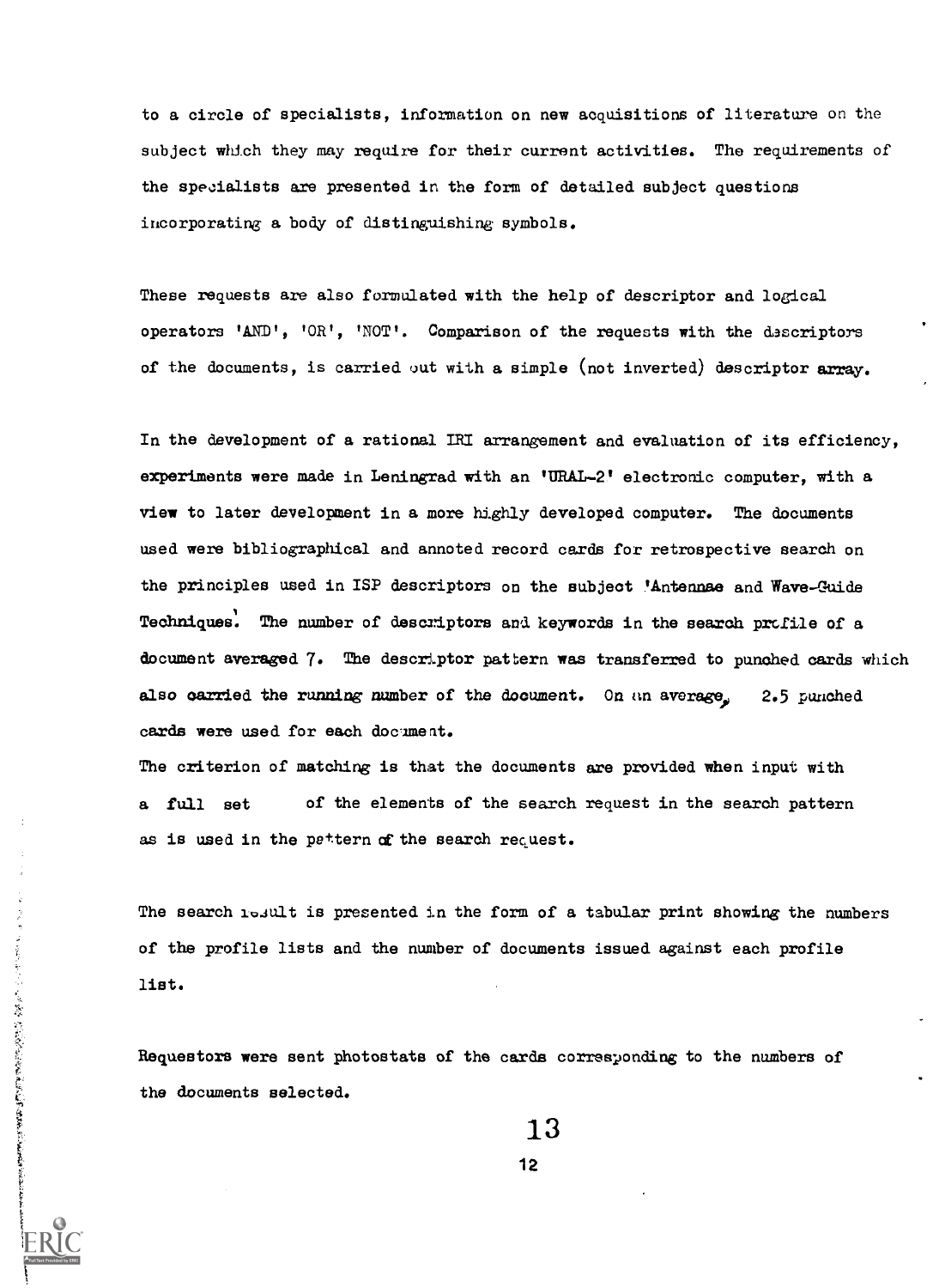to a circle of specialists, information on new acquisitions of literature on the subject which they may require for their current activities. The requirements of the specialists are presented in the form of detailed subject questions incorporating a body of distinguishing symbols.

These requests are also formulated with the help of descriptor and logical operators 'AND', 'OR', 'NOT'. Comparison of the requests with the descriptors of the documents, is carried out with a simple (not inverted) descriptor array.

In the development of a rational IRI arrangement and evaluation of its efficiency, experiments were made in Leningrad with an 'URAL-2' electronic computer, with a view to later development in a more highly developed computer. The documents used were bibliographical and annoted record cards for retrospective search on the principles used in ISP descriptors on the subject 'Antennae and Wave-Guide Techniques'. The number of descriptors and keywords in the search profile of a document averaged 7. The descriptor pattern was transferred to punched cards which also carried the running number of the document. On an average, 2.5 punched cards were used for each document.

The criterion of matching is that the documents are provided when input with a full set of the elements of the search request in the search pattern as is used in the pattern of the search request.

The search result is presented in the form of a tabular print showing the numbers of the profile lists and the number of documents issued against each profile list.

Requestors were sent photostats of the cards corresponding to the numbers of the documents selected.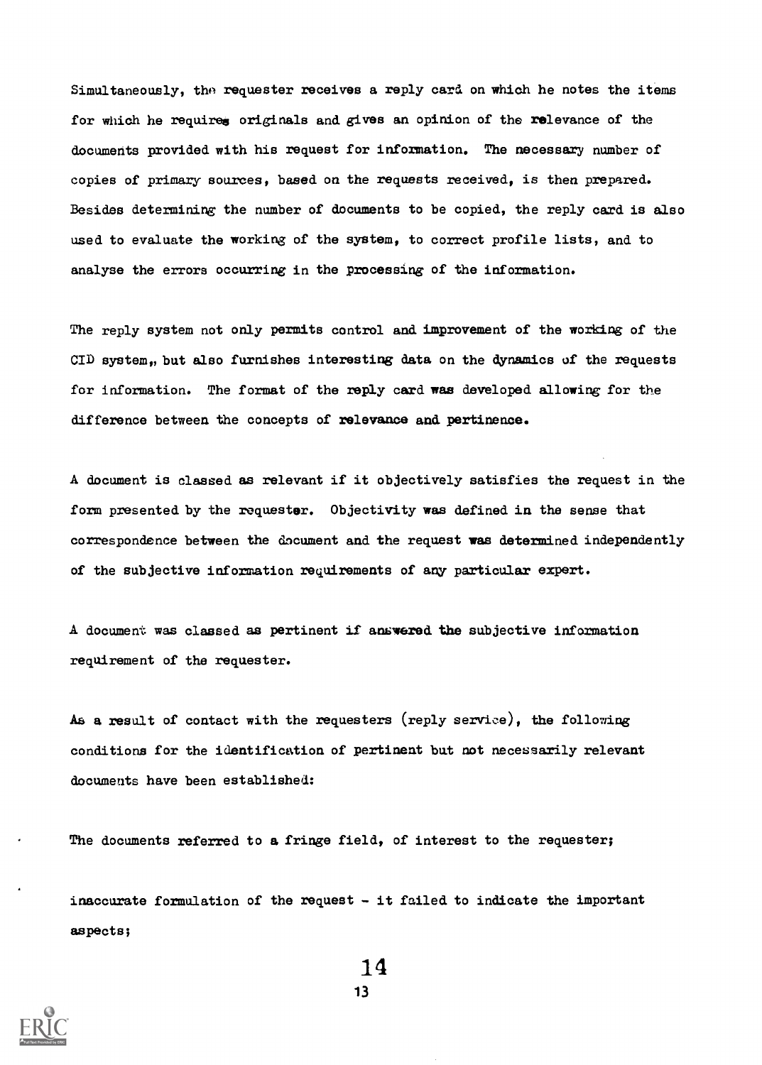Simultaneously, the requester receives a reply card on which he notes the items for which he requires originals and gives an opinion of the relevance of the documents provided with his request for information. The necessary number of copies of primary sources, based on the requests received, is then prepared. Besides determining the number of documents to be copied, the reply card is also used to evaluate the working of the system, to correct profile lists, and to analyse the errors occurring in the processing of the information.

The reply system not only permits control and improvement of the working of the CID system,, but also furnishes interesting data on the dynamics of the requests for information. The format of the reply card was developed allowing for the difference between the concepts of relevance and pertinence.

A document is classed as relevant if it objectively satisfies the request in the form presented by the requester. Objectivity was defined in the sense that correspondence between the document and the request was determined independently of the subjective information requirements of any particular expert.

A document was classed as pertinent if answered the subjective information requirement of the requester.

As a result of contact with the requesters (reply service), the following conditions for the identification of pertinent but not necessarily relevant documents have been established:

- The documents referred to a fringe field, of interest to the requester;
- inaccurate formulation of the request - it failed to indicate the important aspects;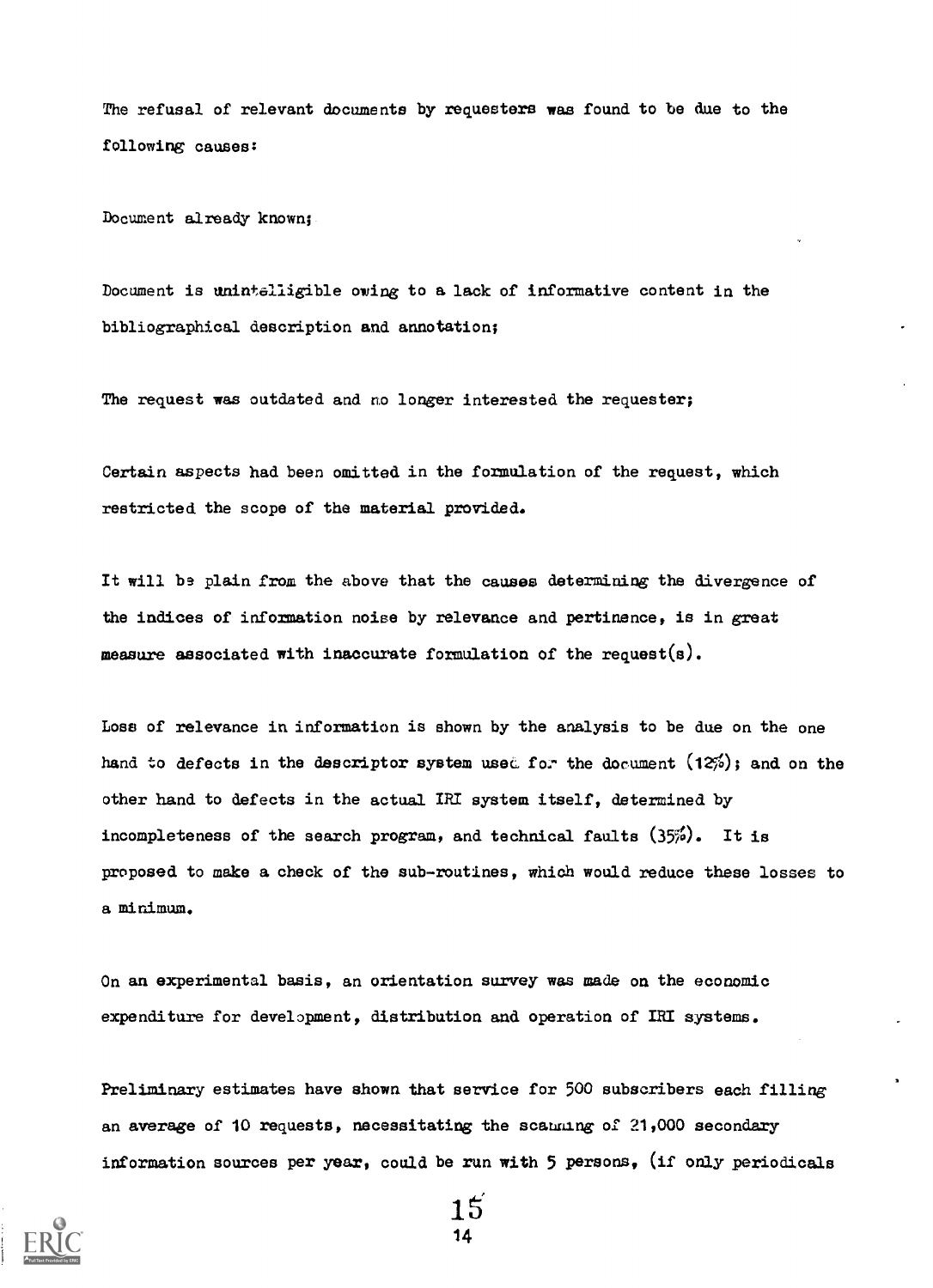The refusal of relevant documents by requesters was found to be due to the following causes:

Document already known;

Document is unintelligible owing to a lack of informative content in the bibliographical description and annotation;

The request was outdated and no longer interested the requester;

Certain aspects had been omitted in the formulation of the request, which restricted the scope of the material provided.

It will be plain from the above that the causes determining the divergence of the indices of information noise by relevance and pertinence, is in great measure associated with inaccurate formulation of the request(s).

Loss of relevance in information is shown by the analysis to be due on the one hand to defects in the descriptor system used for the document (12%); and on the other hand to defects in the actual IRI system itself, determined by incompleteness of the search program, and technical faults (35%). It is proposed to make a check of the sub-routines, which would reduce these losses to a minimum.

On an experimental basis, an orientation survey was made on the economic expenditure for development, distribution and operation of IRI systems.

Preliminary estimates have shown that service for 500 subscribers each filling an average of 10 requests, necessitating the scanning of 21,000 secondary information sources per year, could be run with 5 persons, (if only periodicals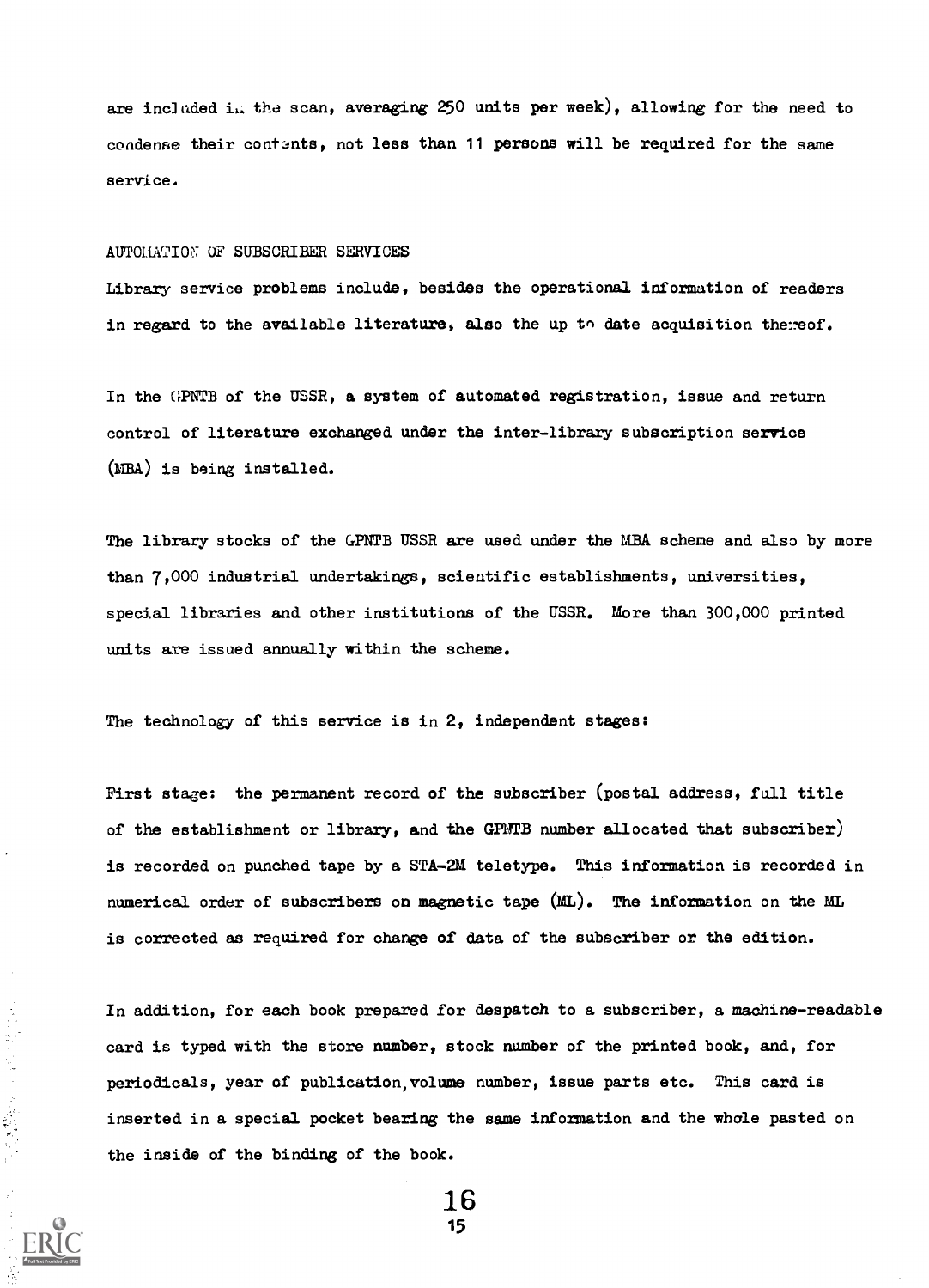are included in the scan, averaging 250 units per week), allowing for the need to condense their contents, not less than 11 persons will be required for the same service.

## AUTOMATION OF SUBSCRIBER SERVICES

Library service problems include, besides the operational information of readers in regard to the available literature, also the up to date acquisition thereof.

In the GPNTB of the USSR, a system of automated registration, issue and return control of literature exchanged under the inter-library subscription service (MBA) is being installed.

The library stocks of the GPNTB USSR are used under the MBA scheme and also by more than 7,000 industrial undertakings, scientific establishments, universities, special libraries and other institutions of the USSR. More than 300,000 printed units are issued annually within the scheme.

The technology of this service is in 2, independent stages:

First stage: the permanent record of the subscriber (postal address, full title of the establishment or library, and the GPNTB number allocated that subscriber) is recorded on punched tape by a STA-2M teletype. This information is recorded in numerical order of subscribers on magnetic tape (ML). The information on the ML is corrected as required for change of data of the subscriber or the edition.

In addition, for each book prepared for despatch to a subscriber, a machine-readable card is typed with the store number, stock number of the printed book, and, for periodicals, year of publication, volume number, issue parts etc. This card is inserted in a special pocket bearing the same information and the whole pasted on the inside of the binding of the book.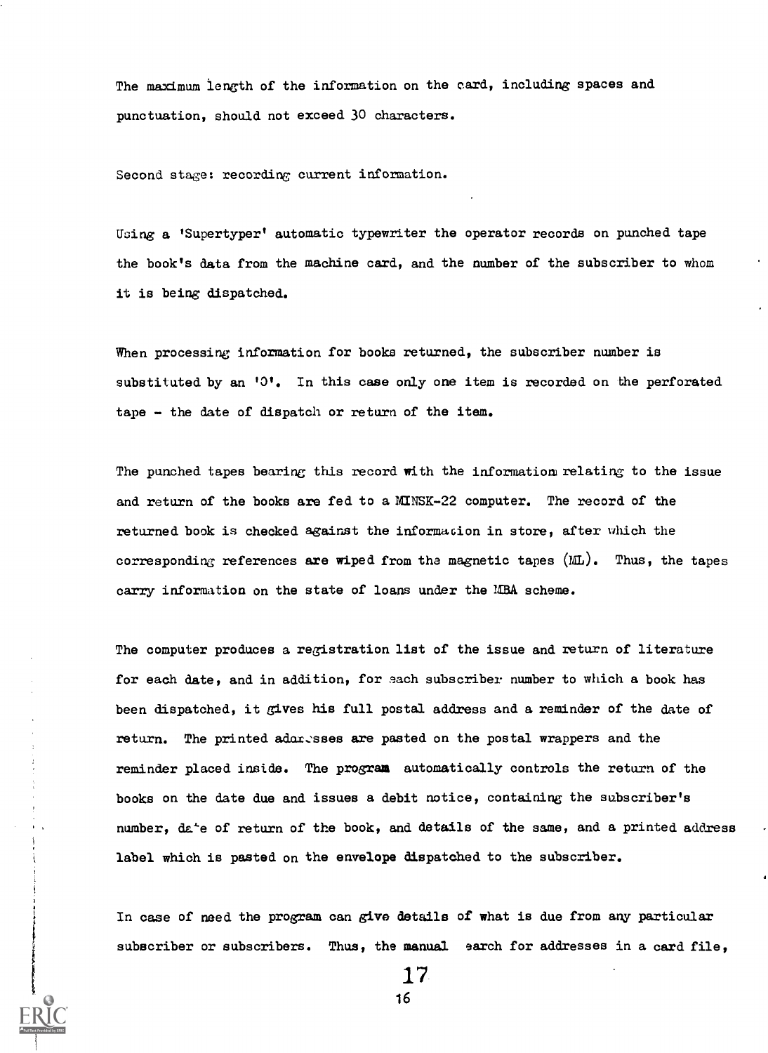The maximum length of the information on the card, including spaces and punctuation, should not exceed 30 characters.

Second stage: recording current information.

Using a 'Supertyper' automatic typewriter the operator records on punched tape the book's data from the machine card, and the number of the subscriber to whom it is being dispatched.

When processing information for books returned, the subscriber number is substituted by an '0'. In this case only one item is recorded on the perforated tape - the date of dispatch or return of the item.

The punched tapes bearing this record with the information relating to the issue and return of the books are fed to a MINSK-22 computer. The record of the returned book is checked against the information in store, after which the corresponding references are wiped from the magnetic tapes (ML). Thus, the tapes carry information on the state of loans under the MBA scheme.

The computer produces a registration list of the issue and return of literature for each date, and in addition, for each subscriber number to which a book has been dispatched, it gives his full postal address and a reminder of the date of return. The printed addresses are pasted on the postal wrappers and the reminder placed inside. The program automatically controls the return of the books on the date due and issues a debit notice, containing the subscriber's number, date of return of the book, and details of the same, and a printed address label which is pasted on the envelope dispatched to the subscriber.

In case of need the program can give details of what is due from any particular subscriber or subscribers. Thus, the manual search for addresses in a card file,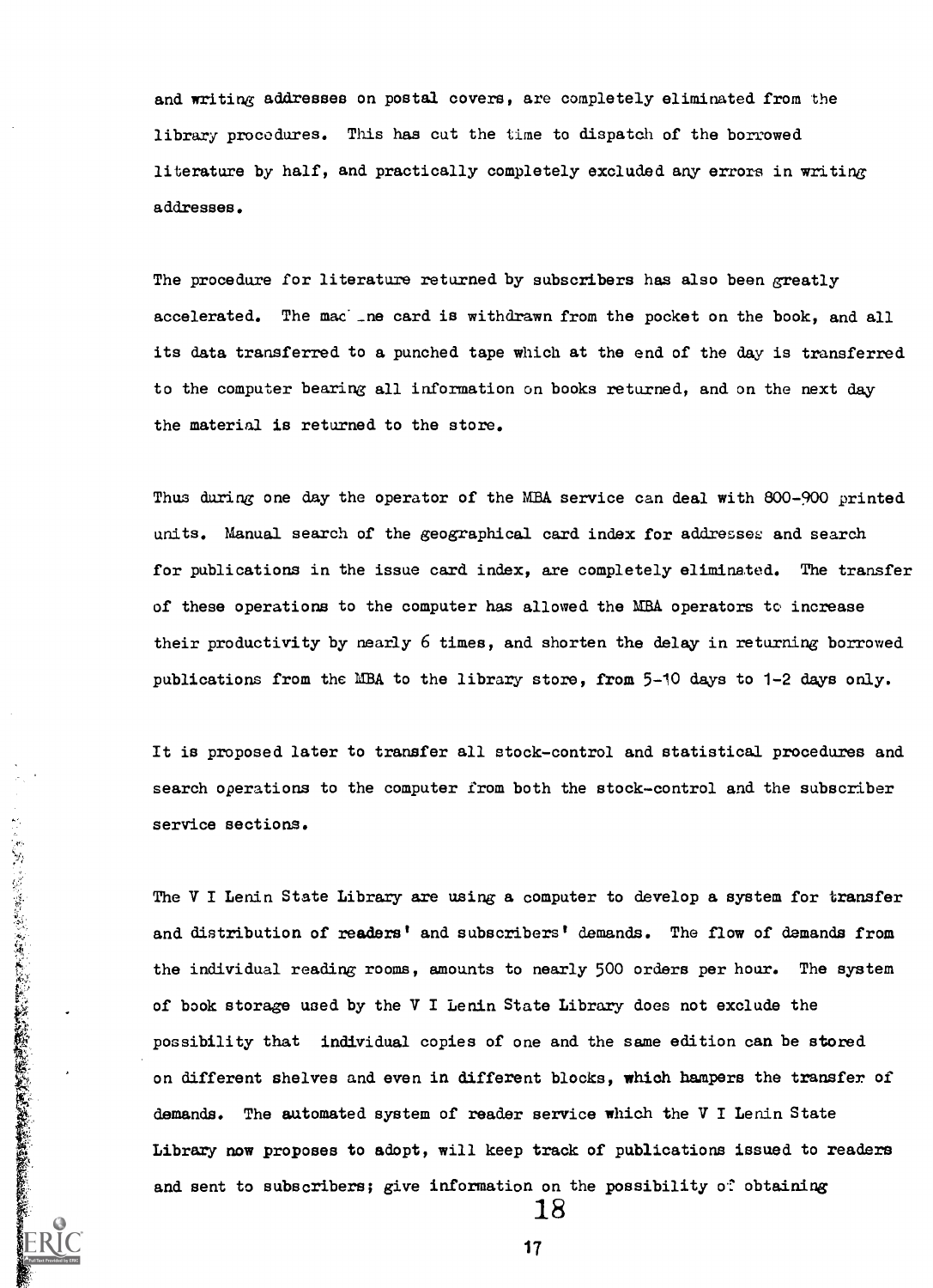and writing addresses on postal covers, are completely eliminated from the library procedures. This has cut the time to dispatch of the borrowed literature by half, and practically completely excluded any errors in writing addresses.

The procedure for literature returned by subscribers has also been greatly accelerated. The machine card is withdrawn from the pocket on the book, and all its data transferred to a punched tape which at the end of the day is transferred to the computer bearing all information on books returned, and on the next day the material is returned to the store.

Thus during one day the operator of the MBA service can deal with 800-900 printed units. Manual search of the geographical card index for addresses and search for publications in the issue card index, are completely eliminated. The transfer of these operations to the computer has allowed the MBA operators to increase their productivity by nearly 6 times, and shorten the delay in returning borrowed publications from the MBA to the library store, from 5-10 days to 1-2 days only.

It is proposed later to transfer all stock-control and statistical procedures and search operations to the computer from both the stock-control and the subscriber service sections.

The V I Lenin State Library are using a computer to develop a system for transfer and distribution of readers' and subscribers' demands. The flow of demands from the individual reading rooms, amounts to nearly 500 orders per hour. The system of book storage used by the V I Lenin State Library does not exclude the possibility that individual copies of one and the same edition can be stored on different shelves and even in different blocks, which hampers the transfer of demands. The automated system of reader service which the V I Lenin State Library now proposes to adopt, will keep track of publications issued to readers and sent to subscribers; give information on the possibility of obtaining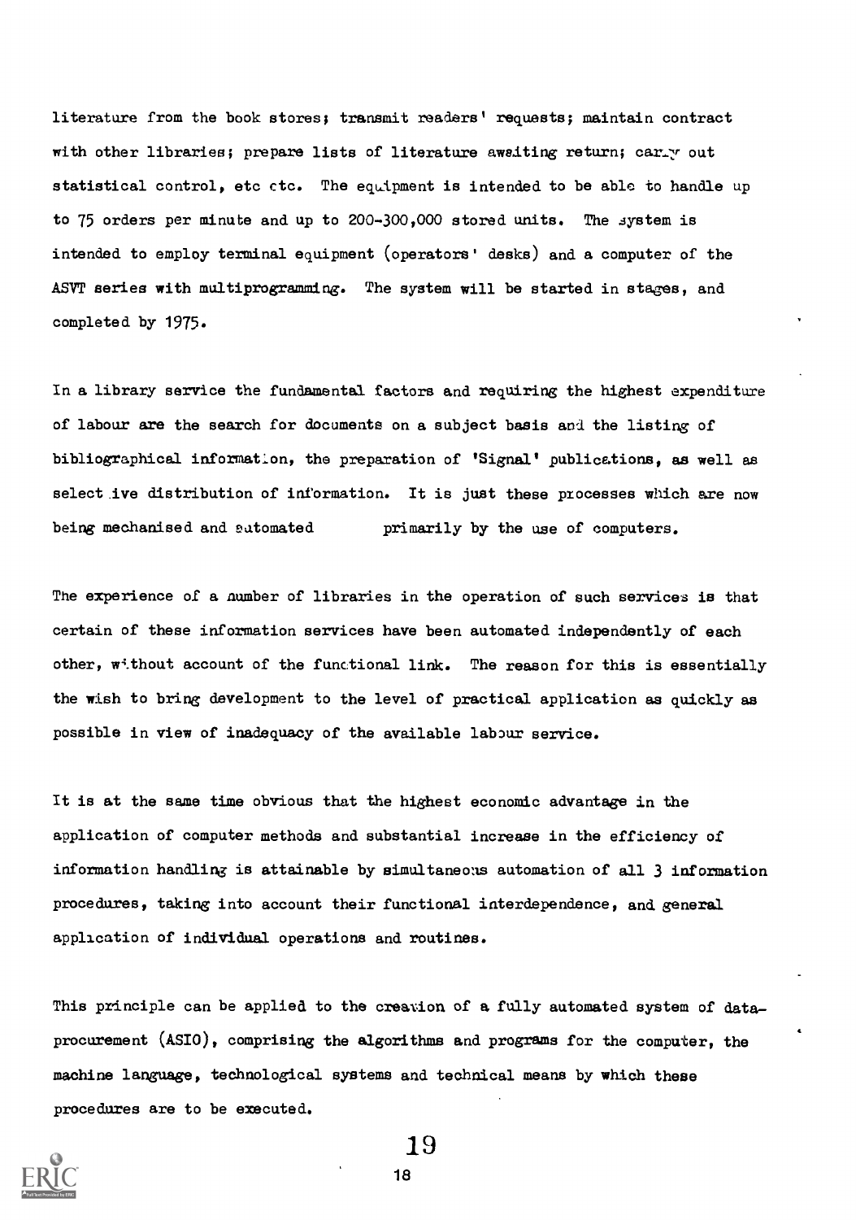literature from the book stores; transmit readers' requests; maintain contract with other libraries; prepare lists of literature awaiting return; carry out statistical control, etc etc. The equipment is intended to be able to handle up to 75 orders per minute and up to 200-300,000 stored units. The system is intended to employ terminal equipment (operators' desks) and a computer of the ASVT series with multiprogramming. The system will be started in stages, and completed by 1975.

In a library service the fundamental factors and requiring the highest expenditure of labour are the search for documents on a subject basis and the listing of bibliographical information, the preparation of 'Signal' publications, as well as selective distribution of information. It is just these processes which are now being mechanised and automated primarily by the use of computers.

The experience of a number of libraries in the operation of such services is that certain of these information services have been automated independently of each other, without account of the functional link. The reason for this is essentially the wish to bring development to the level of practical application as quickly as possible in view of inadequacy of the available labour service.

It is at the same time obvious that the highest economic advantage in the application of computer methods and substantial increase in the efficiency of information handling is attainable by simultaneous automation of all 3 information procedures, taking into account their functional interdependence, and general application of individual operations and routines.

This principle can be applied to the creation of a fully automated system of data-procurement (ASIO), comprising the algorithms and programs for the computer, the machine language, technological systems and technical means by which these procedures are to be executed.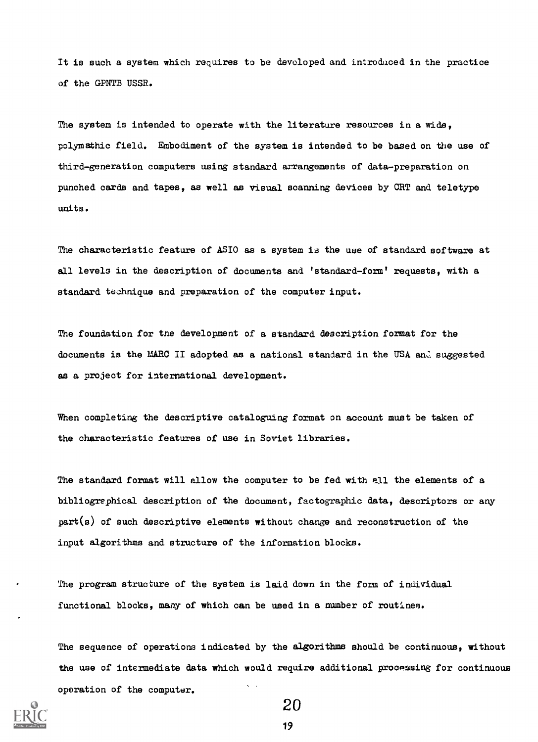It is such a system which requires to be developed and introduced in the practice of the GPNTB USSR.

The system is intended to operate with the literature resources in a wide, polymathic field. Embodiment of the system is intended to be based on the use of third-generation computers using standard arrangements of data-preparation on punched cards and tapes, as well as visual scanning devices by CRT and teletype units.

The characteristic feature of ASIO as a system is the use of standard software at all levels in the description of documents and 'standard-form' requests, with a standard technique and preparation of the computer input.

The foundation for the development of a standard description format for the documents is the MARC II adopted as a national standard in the USA and suggested as a project for international development.

When completing the descriptive cataloguing format on account must be taken of the characteristic features of use in Soviet libraries.

The standard format will allow the computer to be fed with all the elements of a bibliographical description of the document, factographic data, descriptors or any part(s) of such descriptive elements without change and reconstruction of the input algorithms and structure of the information blocks.

The program structure of the system is laid down in the form of individual functional blocks, many of which can be used in a number of routines.

The sequence of operations indicated by the algorithms should be continuous, without the use of intermediate data which would require additional processing for continuous operation of the computer.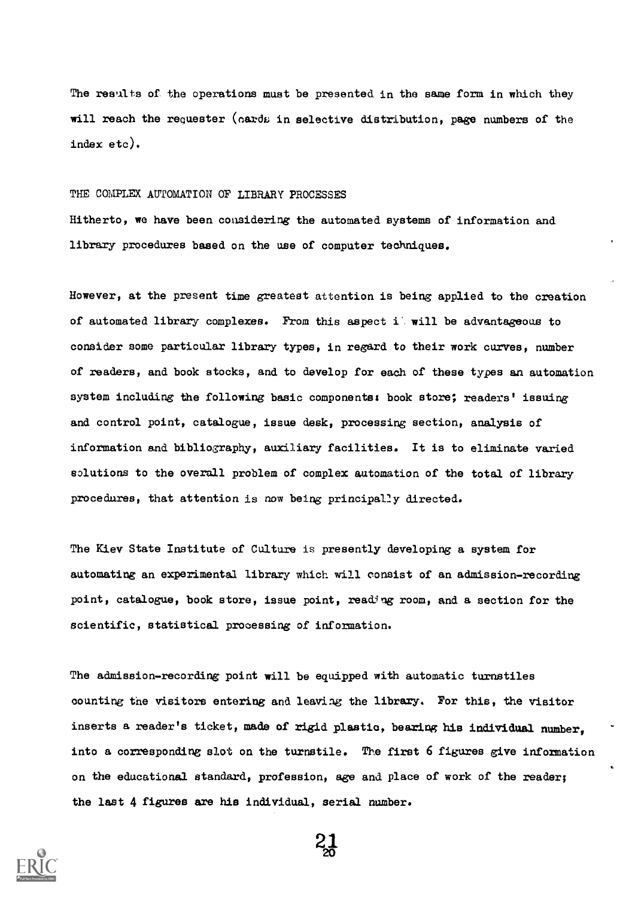The results of the operations must be presented in the same form in which they will reach the requester (cards in selective distribution, page numbers of the index etc).

## THE COMPLEX AUTOMATION OF LIBRARY PROCESSES

Hitherto, we have been considering the automated systems of information and library procedures based on the use of computer techniques.

However, at the present time greatest attention is being applied to the creation of automated library complexes. From this aspect it will be advantageous to consider some particular library types, in regard to their work curves, number of readers, and book stocks, and to develop for each of these types an automation system including the following basic components: book store; readers' issuing and control point, catalogue, issue desk, processing section, analysis of information and bibliography, auxiliary facilities. It is to eliminate varied solutions to the overall problem of complex automation of the total of library procedures, that attention is now being principally directed.

The Kiev State Institute of Culture is presently developing a system for automating an experimental library which will consist of an admission-recording point, catalogue, book store, issue point, reading room, and a section for the scientific, statistical processing of information.

The admission-recording point will be equipped with automatic turnstiles counting the visitors entering and leaving the library. For this, the visitor inserts a reader's ticket, made of rigid plastic, bearing his individual number, into a corresponding slot on the turnstile. The first 6 figures give information on the educational standard, profession, age and place of work of the reader; the last 4 figures are his individual, serial number.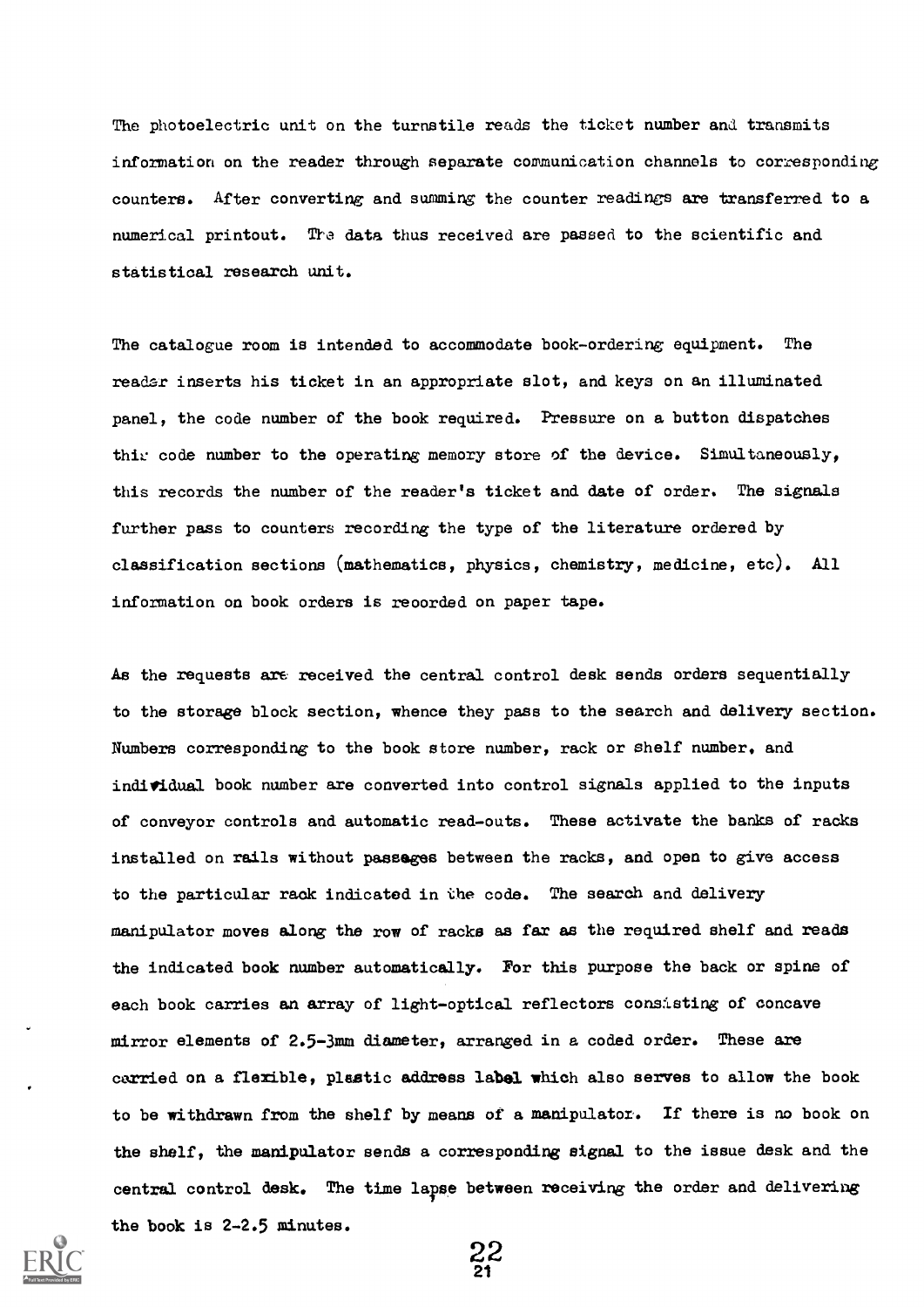The photoelectric unit on the turnstile reads the ticket number and transmits information on the reader through separate communication channels to corresponding counters. After converting and summing the counter readings are transferred to a numerical printout. The data thus received are passed to the scientific and statistical research unit.

The catalogue room is intended to accommodate book-ordering equipment. The reader inserts his ticket in an appropriate slot, and keys on an illuminated panel, the code number of the book required. Pressure on a button dispatches this code number to the operating memory store of the device. Simultaneously, this records the number of the reader's ticket and date of order. The signals further pass to counters recording the type of the literature ordered by classification sections (mathematics, physics, chemistry, medicine, etc). All information on book orders is recorded on paper tape.

As the requests are received the central control desk sends orders sequentially to the storage block section, whence they pass to the search and delivery section. Numbers corresponding to the book store number, rack or shelf number, and individual book number are converted into control signals applied to the inputs of conveyor controls and automatic read-outs. These activate the banks of racks installed on rails without passages between the racks, and open to give access to the particular rack indicated in the code. The search and delivery manipulator moves along the row of racks as far as the required shelf and reads the indicated book number automatically. For this purpose the back or spine of each book carries an array of light-optical reflectors consisting of concave mirror elements of 2.5-3mm diameter, arranged in a coded order. These are carried on a flexible, plastic address label which also serves to allow the book to be withdrawn from the shelf by means of a manipulator. If there is no book on the shelf, the manipulator sends a corresponding signal to the issue desk and the central control desk. The time lapse between receiving the order and delivering the book is 2-2.5 minutes.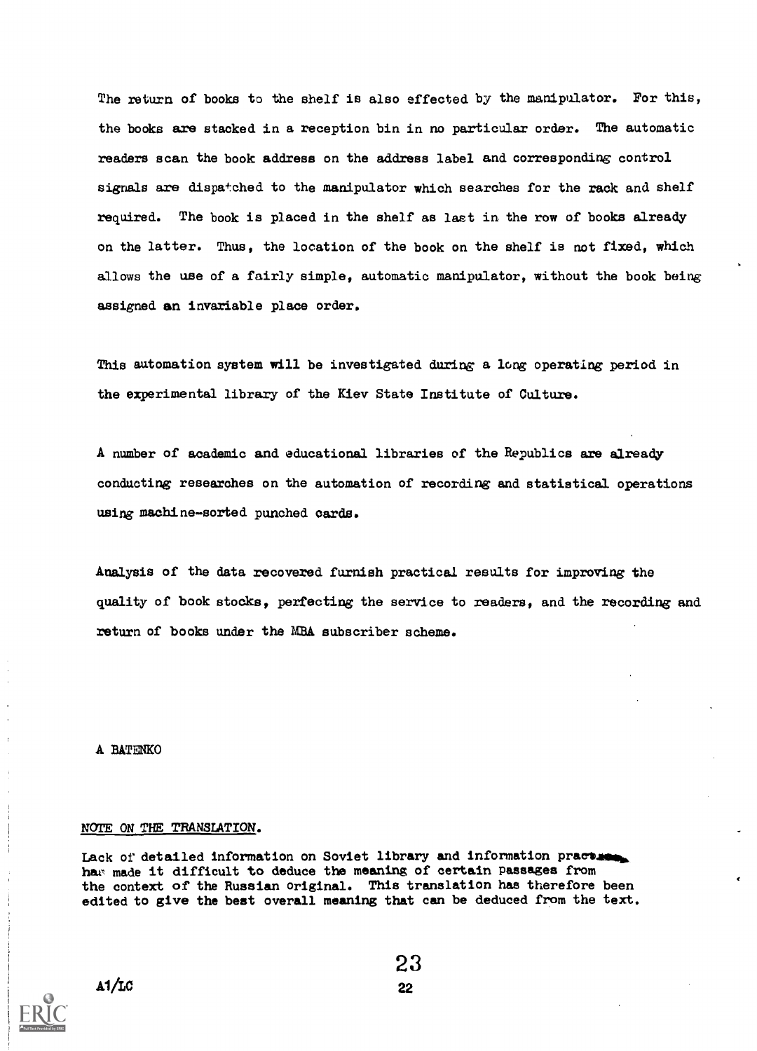The return of books to the shelf is also effected by the manipulator. For this, the books are stacked in a reception bin in no particular order. The automatic readers scan the book address on the address label and corresponding control signals are dispatched to the manipulator which searches for the rack and shelf required. The book is placed in the shelf as last in the row of books already on the latter. Thus, the location of the book on the shelf is not fixed, which allows the use of a fairly simple, automatic manipulator, without the book being assigned an invariable place order.

This automation system will be investigated during a long operating period in the experimental library of the Kiev State Institute of Culture.

A number of academic and educational libraries of the Republics are already conducting researches on the automation of recording and statistical operations using machine-sorted punched cards.

Analysis of the data recovered furnish practical results for improving the quality of book stocks, perfecting the service to readers, and the recording and return of books under the MBA subscriber scheme.

A BATENKO

NOTE ON THE TRANSLATION.

Lack of detailed information on Soviet library and information practice has made it difficult to deduce the meaning of certain passages from the context of the Russian original. This translation has therefore been edited to give the best overall meaning that can be deduced from the text.

A1/LC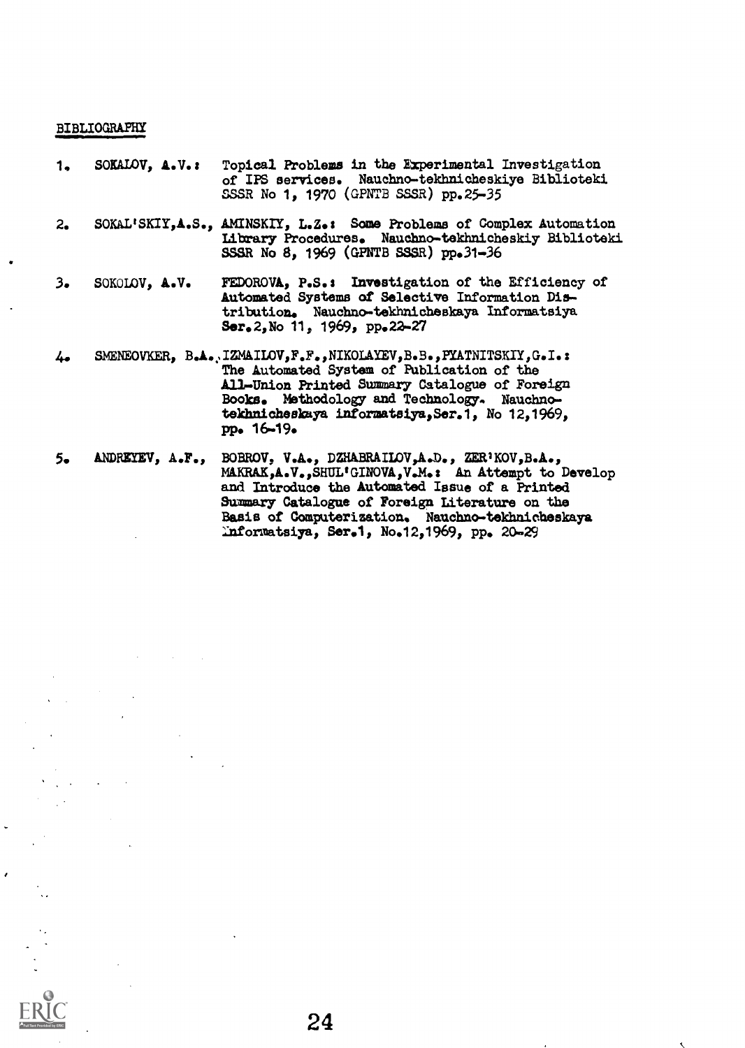## BIBLIOGRAPHY

1. SOKALOV, A.V.: Topical Problems in the Experimental Investigation of IPS services. Nauchno-tekhnicheskiye Biblioteki SSSR No 1, 1970 (GPNTB SSSR) pp.25-35

2. SOKAL'SKIY, A.S., AMINSKIY, L.Z.: Some Problems of Complex Automation Library Procedures. Nauchno-tekhnicheskiy Biblioteki SSSR No 8, 1969 (GPNTB SSSR) pp.31-36

3. SOKOLOV, A.V. FEDOROVA, P.S.: Investigation of the Efficiency of Automated Systems of Selective Information Distribution. Nauchno-tekhnicheskaya Informatsiya Ser.2, No 11, 1969, pp.22-27

4. SMENEOVKER, B.A., IZMAILOV, F.F., NIKOLAYEV, B.B., PYATNITSKIY, G.I.: The Automated System of Publication of the All-Union Printed Summary Catalogue of Foreign Books. Methodology and Technology. Nauchno-tekhnicheskaya informatsiya, Ser.1, No 12, 1969, pp. 16-19.

5. ANDREYEV, A.F., BOBROV, V.A., DZHABRAILOV, A.D., ZER'KOV, B.A., MAKRAK, A.V., SHUL'GINOVA, V.M.: An Attempt to Develop and Introduce the Automated Issue of a Printed Summary Catalogue of Foreign Literature on the Basis of Computerization. Nauchno-tekhnicheskaya Informatsiya, Ser.1, No.12, 1969, pp. 20-29